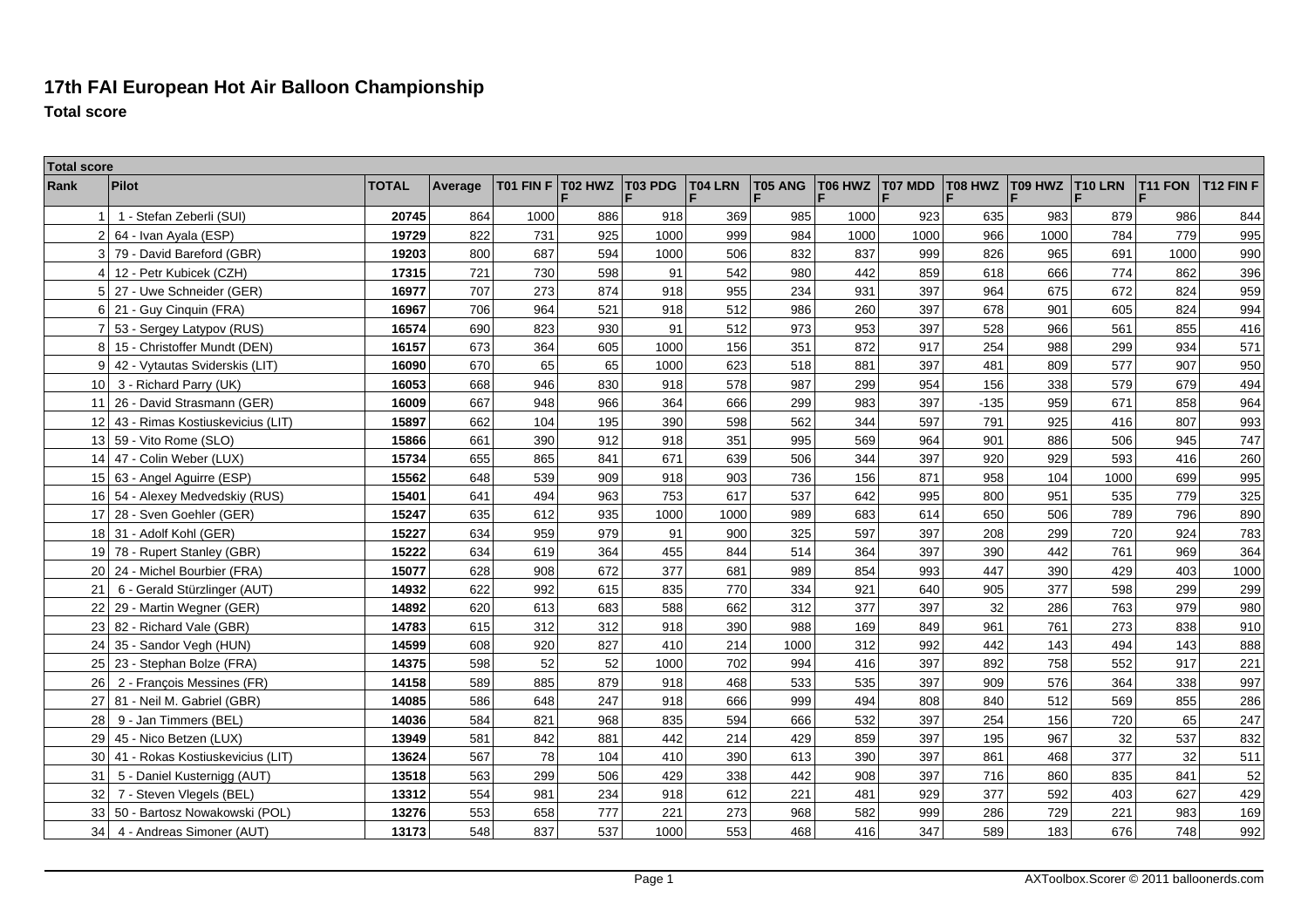# 17th FAI European Hot Air Balloon Championship

**Total score**

| Total score | | | | | | | | | | | | | | | |
|---|---|---|---|---|---|---|---|---|---|---|---|---|---|---|---|
| Rank | Pilot | TOTAL | Average | T01 FIN F | T02 HWZ F | T03 PDG F | T04 LRN F | T05 ANG F | T06 HWZ F | T07 MDD F | T08 HWZ F | T09 HWZ F | T10 LRN F | T11 FON F | T12 FIN F |
| 1 | 1 - Stefan Zeberli (SUI) | 20745 | 864 | 1000 | 886 | 918 | 369 | 985 | 1000 | 923 | 635 | 983 | 879 | 986 | 844 |
| 2 | 64 - Ivan Ayala (ESP) | 19729 | 822 | 731 | 925 | 1000 | 999 | 984 | 1000 | 1000 | 966 | 1000 | 784 | 779 | 995 |
| 3 | 79 - David Bareford (GBR) | 19203 | 800 | 687 | 594 | 1000 | 506 | 832 | 837 | 999 | 826 | 965 | 691 | 1000 | 990 |
| 4 | 12 - Petr Kubicek (CZH) | 17315 | 721 | 730 | 598 | 91 | 542 | 980 | 442 | 859 | 618 | 666 | 774 | 862 | 396 |
| 5 | 27 - Uwe Schneider (GER) | 16977 | 707 | 273 | 874 | 918 | 955 | 234 | 931 | 397 | 964 | 675 | 672 | 824 | 959 |
| 6 | 21 - Guy Cinquin (FRA) | 16967 | 706 | 964 | 521 | 918 | 512 | 986 | 260 | 397 | 678 | 901 | 605 | 824 | 994 |
| 7 | 53 - Sergey Latypov (RUS) | 16574 | 690 | 823 | 930 | 91 | 512 | 973 | 953 | 397 | 528 | 966 | 561 | 855 | 416 |
| 8 | 15 - Christoffer Mundt (DEN) | 16157 | 673 | 364 | 605 | 1000 | 156 | 351 | 872 | 917 | 254 | 988 | 299 | 934 | 571 |
| 9 | 42 - Vytautas Sviderskis (LIT) | 16090 | 670 | 65 | 65 | 1000 | 623 | 518 | 881 | 397 | 481 | 809 | 577 | 907 | 950 |
| 10 | 3 - Richard Parry (UK) | 16053 | 668 | 946 | 830 | 918 | 578 | 987 | 299 | 954 | 156 | 338 | 579 | 679 | 494 |
| 11 | 26 - David Strasmann (GER) | 16009 | 667 | 948 | 966 | 364 | 666 | 299 | 983 | 397 | -135 | 959 | 671 | 858 | 964 |
| 12 | 43 - Rimas Kostiuskevicius (LIT) | 15897 | 662 | 104 | 195 | 390 | 598 | 562 | 344 | 597 | 791 | 925 | 416 | 807 | 993 |
| 13 | 59 - Vito Rome (SLO) | 15866 | 661 | 390 | 912 | 918 | 351 | 995 | 569 | 964 | 901 | 886 | 506 | 945 | 747 |
| 14 | 47 - Colin Weber (LUX) | 15734 | 655 | 865 | 841 | 671 | 639 | 506 | 344 | 397 | 920 | 929 | 593 | 416 | 260 |
| 15 | 63 - Angel Aguirre (ESP) | 15562 | 648 | 539 | 909 | 918 | 903 | 736 | 156 | 871 | 958 | 104 | 1000 | 699 | 995 |
| 16 | 54 - Alexey Medvedskiy (RUS) | 15401 | 641 | 494 | 963 | 753 | 617 | 537 | 642 | 995 | 800 | 951 | 535 | 779 | 325 |
| 17 | 28 - Sven Goehler (GER) | 15247 | 635 | 612 | 935 | 1000 | 1000 | 989 | 683 | 614 | 650 | 506 | 789 | 796 | 890 |
| 18 | 31 - Adolf Kohl (GER) | 15227 | 634 | 959 | 979 | 91 | 900 | 325 | 597 | 397 | 208 | 299 | 720 | 924 | 783 |
| 19 | 78 - Rupert Stanley (GBR) | 15222 | 634 | 619 | 364 | 455 | 844 | 514 | 364 | 397 | 390 | 442 | 761 | 969 | 364 |
| 20 | 24 - Michel Bourbier (FRA) | 15077 | 628 | 908 | 672 | 377 | 681 | 989 | 854 | 993 | 447 | 390 | 429 | 403 | 1000 |
| 21 | 6 - Gerald Stürzlinger (AUT) | 14932 | 622 | 992 | 615 | 835 | 770 | 334 | 921 | 640 | 905 | 377 | 598 | 299 | 299 |
| 22 | 29 - Martin Wegner (GER) | 14892 | 620 | 613 | 683 | 588 | 662 | 312 | 377 | 397 | 32 | 286 | 763 | 979 | 980 |
| 23 | 82 - Richard Vale (GBR) | 14783 | 615 | 312 | 312 | 918 | 390 | 988 | 169 | 849 | 961 | 761 | 273 | 838 | 910 |
| 24 | 35 - Sandor Vegh (HUN) | 14599 | 608 | 920 | 827 | 410 | 214 | 1000 | 312 | 992 | 442 | 143 | 494 | 143 | 888 |
| 25 | 23 - Stephan Bolze (FRA) | 14375 | 598 | 52 | 52 | 1000 | 702 | 994 | 416 | 397 | 892 | 758 | 552 | 917 | 221 |
| 26 | 2 - François Messines (FR) | 14158 | 589 | 885 | 879 | 918 | 468 | 533 | 535 | 397 | 909 | 576 | 364 | 338 | 997 |
| 27 | 81 - Neil M. Gabriel (GBR) | 14085 | 586 | 648 | 247 | 918 | 666 | 999 | 494 | 808 | 840 | 512 | 569 | 855 | 286 |
| 28 | 9 - Jan Timmers (BEL) | 14036 | 584 | 821 | 968 | 835 | 594 | 666 | 532 | 397 | 254 | 156 | 720 | 65 | 247 |
| 29 | 45 - Nico Betzen (LUX) | 13949 | 581 | 842 | 881 | 442 | 214 | 429 | 859 | 397 | 195 | 967 | 32 | 537 | 832 |
| 30 | 41 - Rokas Kostiuskevicius (LIT) | 13624 | 567 | 78 | 104 | 410 | 390 | 613 | 390 | 397 | 861 | 468 | 377 | 32 | 511 |
| 31 | 5 - Daniel Kusternigg (AUT) | 13518 | 563 | 299 | 506 | 429 | 338 | 442 | 908 | 397 | 716 | 860 | 835 | 841 | 52 |
| 32 | 7 - Steven Vlegels (BEL) | 13312 | 554 | 981 | 234 | 918 | 612 | 221 | 481 | 929 | 377 | 592 | 403 | 627 | 429 |
| 33 | 50 - Bartosz Nowakowski (POL) | 13276 | 553 | 658 | 777 | 221 | 273 | 968 | 582 | 999 | 286 | 729 | 221 | 983 | 169 |
| 34 | 4 - Andreas Simoner (AUT) | 13173 | 548 | 837 | 537 | 1000 | 553 | 468 | 416 | 347 | 589 | 183 | 676 | 748 | 992 |

AXToolbox.Scorer © 2011 balloonerds.com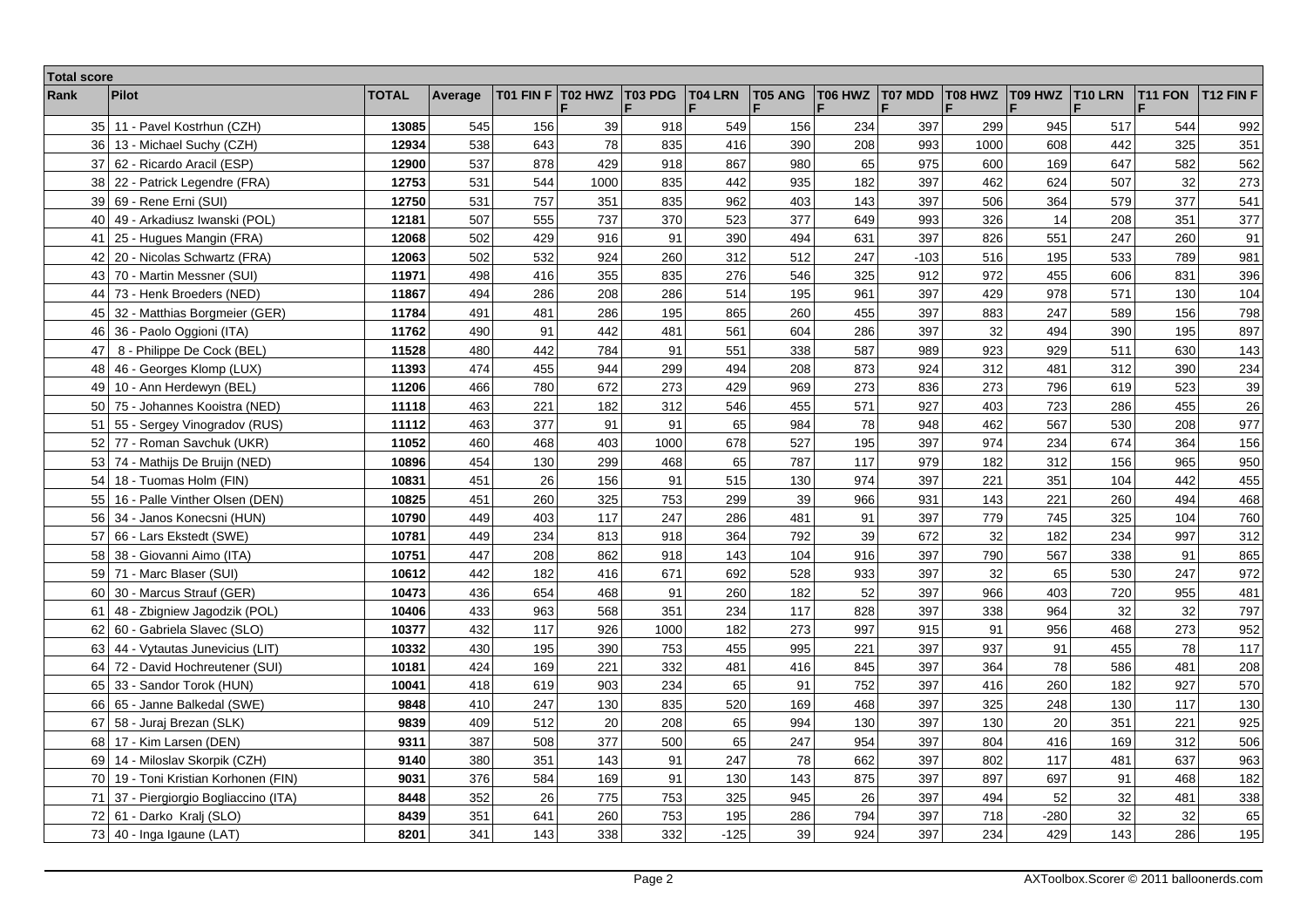| Total score | | | | | | | | | | | | | | | |
|---|---|---|---|---|---|---|---|---|---|---|---|---|---|---|---|
| Rank | Pilot | TOTAL | Average | T01 FIN F | T02 HWZ F | T03 PDG F | T04 LRN F | T05 ANG F | T06 HWZ F | T07 MDD F | T08 HWZ F | T09 HWZ F | T10 LRN F | T11 FON F | T12 FIN F |
| 35 | 11 - Pavel Kostrhun (CZH) | 13085 | 545 | 156 | 39 | 918 | 549 | 156 | 234 | 397 | 299 | 945 | 517 | 544 | 992 |
| 36 | 13 - Michael Suchy (CZH) | 12934 | 538 | 643 | 78 | 835 | 416 | 390 | 208 | 993 | 1000 | 608 | 442 | 325 | 351 |
| 37 | 62 - Ricardo Aracil (ESP) | 12900 | 537 | 878 | 429 | 918 | 867 | 980 | 65 | 975 | 600 | 169 | 647 | 582 | 562 |
| 38 | 22 - Patrick Legendre (FRA) | 12753 | 531 | 544 | 1000 | 835 | 442 | 935 | 182 | 397 | 462 | 624 | 507 | 32 | 273 |
| 39 | 69 - Rene Erni (SUI) | 12750 | 531 | 757 | 351 | 835 | 962 | 403 | 143 | 397 | 506 | 364 | 579 | 377 | 541 |
| 40 | 49 - Arkadiusz Iwanski (POL) | 12181 | 507 | 555 | 737 | 370 | 523 | 377 | 649 | 993 | 326 | 14 | 208 | 351 | 377 |
| 41 | 25 - Hugues Mangin (FRA) | 12068 | 502 | 429 | 916 | 91 | 390 | 494 | 631 | 397 | 826 | 551 | 247 | 260 | 91 |
| 42 | 20 - Nicolas Schwartz (FRA) | 12063 | 502 | 532 | 924 | 260 | 312 | 512 | 247 | -103 | 516 | 195 | 533 | 789 | 981 |
| 43 | 70 - Martin Messner (SUI) | 11971 | 498 | 416 | 355 | 835 | 276 | 546 | 325 | 912 | 972 | 455 | 606 | 831 | 396 |
| 44 | 73 - Henk Broeders (NED) | 11867 | 494 | 286 | 208 | 286 | 514 | 195 | 961 | 397 | 429 | 978 | 571 | 130 | 104 |
| 45 | 32 - Matthias Borgmeier (GER) | 11784 | 491 | 481 | 286 | 195 | 865 | 260 | 455 | 397 | 883 | 247 | 589 | 156 | 798 |
| 46 | 36 - Paolo Oggioni (ITA) | 11762 | 490 | 91 | 442 | 481 | 561 | 604 | 286 | 397 | 32 | 494 | 390 | 195 | 897 |
| 47 | 8 - Philippe De Cock (BEL) | 11528 | 480 | 442 | 784 | 91 | 551 | 338 | 587 | 989 | 923 | 929 | 511 | 630 | 143 |
| 48 | 46 - Georges Klomp (LUX) | 11393 | 474 | 455 | 944 | 299 | 494 | 208 | 873 | 924 | 312 | 481 | 312 | 390 | 234 |
| 49 | 10 - Ann Herdewyn (BEL) | 11206 | 466 | 780 | 672 | 273 | 429 | 969 | 273 | 836 | 273 | 796 | 619 | 523 | 39 |
| 50 | 75 - Johannes Kooistra (NED) | 11118 | 463 | 221 | 182 | 312 | 546 | 455 | 571 | 927 | 403 | 723 | 286 | 455 | 26 |
| 51 | 55 - Sergey Vinogradov (RUS) | 11112 | 463 | 377 | 91 | 91 | 65 | 984 | 78 | 948 | 462 | 567 | 530 | 208 | 977 |
| 52 | 77 - Roman Savchuk (UKR) | 11052 | 460 | 468 | 403 | 1000 | 678 | 527 | 195 | 397 | 974 | 234 | 674 | 364 | 156 |
| 53 | 74 - Mathijs De Bruijn (NED) | 10896 | 454 | 130 | 299 | 468 | 65 | 787 | 117 | 979 | 182 | 312 | 156 | 965 | 950 |
| 54 | 18 - Tuomas Holm (FIN) | 10831 | 451 | 26 | 156 | 91 | 515 | 130 | 974 | 397 | 221 | 351 | 104 | 442 | 455 |
| 55 | 16 - Palle Vinther Olsen (DEN) | 10825 | 451 | 260 | 325 | 753 | 299 | 39 | 966 | 931 | 143 | 221 | 260 | 494 | 468 |
| 56 | 34 - Janos Konecsni (HUN) | 10790 | 449 | 403 | 117 | 247 | 286 | 481 | 91 | 397 | 779 | 745 | 325 | 104 | 760 |
| 57 | 66 - Lars Ekstedt (SWE) | 10781 | 449 | 234 | 813 | 918 | 364 | 792 | 39 | 672 | 32 | 182 | 234 | 997 | 312 |
| 58 | 38 - Giovanni Aimo (ITA) | 10751 | 447 | 208 | 862 | 918 | 143 | 104 | 916 | 397 | 790 | 567 | 338 | 91 | 865 |
| 59 | 71 - Marc Blaser (SUI) | 10612 | 442 | 182 | 416 | 671 | 692 | 528 | 933 | 397 | 32 | 65 | 530 | 247 | 972 |
| 60 | 30 - Marcus Strauf (GER) | 10473 | 436 | 654 | 468 | 91 | 260 | 182 | 52 | 397 | 966 | 403 | 720 | 955 | 481 |
| 61 | 48 - Zbigniew Jagodzik (POL) | 10406 | 433 | 963 | 568 | 351 | 234 | 117 | 828 | 397 | 338 | 964 | 32 | 32 | 797 |
| 62 | 60 - Gabriela Slavec (SLO) | 10377 | 432 | 117 | 926 | 1000 | 182 | 273 | 997 | 915 | 91 | 956 | 468 | 273 | 952 |
| 63 | 44 - Vytautas Junevicius (LIT) | 10332 | 430 | 195 | 390 | 753 | 455 | 995 | 221 | 397 | 937 | 91 | 455 | 78 | 117 |
| 64 | 72 - David Hochreutener (SUI) | 10181 | 424 | 169 | 221 | 332 | 481 | 416 | 845 | 397 | 364 | 78 | 586 | 481 | 208 |
| 65 | 33 - Sandor Torok (HUN) | 10041 | 418 | 619 | 903 | 234 | 65 | 91 | 752 | 397 | 416 | 260 | 182 | 927 | 570 |
| 66 | 65 - Janne Balkedal (SWE) | 9848 | 410 | 247 | 130 | 835 | 520 | 169 | 468 | 397 | 325 | 248 | 130 | 117 | 130 |
| 67 | 58 - Juraj Brezan (SLK) | 9839 | 409 | 512 | 20 | 208 | 65 | 994 | 130 | 397 | 130 | 20 | 351 | 221 | 925 |
| 68 | 17 - Kim Larsen (DEN) | 9311 | 387 | 508 | 377 | 500 | 65 | 247 | 954 | 397 | 804 | 416 | 169 | 312 | 506 |
| 69 | 14 - Miloslav Skorpik (CZH) | 9140 | 380 | 351 | 143 | 91 | 247 | 78 | 662 | 397 | 802 | 117 | 481 | 637 | 963 |
| 70 | 19 - Toni Kristian Korhonen (FIN) | 9031 | 376 | 584 | 169 | 91 | 130 | 143 | 875 | 397 | 897 | 697 | 91 | 468 | 182 |
| 71 | 37 - Piergiorgio Bogliaccino (ITA) | 8448 | 352 | 26 | 775 | 753 | 325 | 945 | 26 | 397 | 494 | 52 | 32 | 481 | 338 |
| 72 | 61 - Darko Kralj (SLO) | 8439 | 351 | 641 | 260 | 753 | 195 | 286 | 794 | 397 | 718 | -280 | 32 | 32 | 65 |
| 73 | 40 - Inga Igaune (LAT) | 8201 | 341 | 143 | 338 | 332 | -125 | 39 | 924 | 397 | 234 | 429 | 143 | 286 | 195 |

AXToolbox.Scorer © 2011 balloonerds.com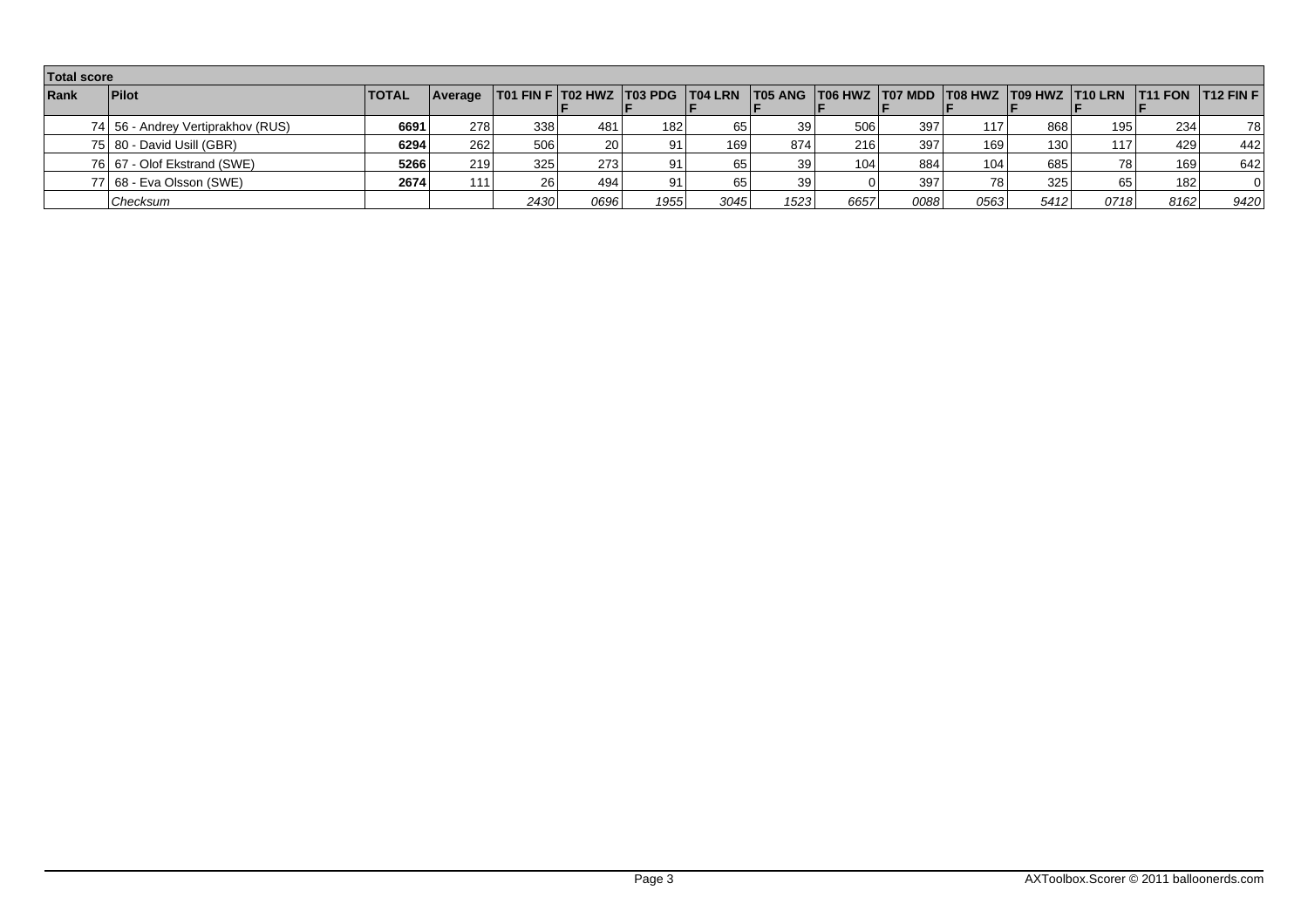**Total score**

| Rank | Pilot | TOTAL | Average | T01 FIN F | T02 HWZ F | T03 PDG F | T04 LRN F | T05 ANG F | T06 HWZ F | T07 MDD F | T08 HWZ F | T09 HWZ F | T10 LRN F | T11 FON F | T12 FIN F |
|---|---|---|---|---|---|---|---|---|---|---|---|---|---|---|---|
| 74 | 56 - Andrey Vertiprakhov (RUS) | **6691** | 278 | 338 | 481 | 182 | 65 | 39 | 506 | 397 | 117 | 868 | 195 | 234 | 78 |
| 75 | 80 - David Usill (GBR) | **6294** | 262 | 506 | 20 | 91 | 169 | 874 | 216 | 397 | 169 | 130 | 117 | 429 | 442 |
| 76 | 67 - Olof Ekstrand (SWE) | **5266** | 219 | 325 | 273 | 91 | 65 | 39 | 104 | 884 | 104 | 685 | 78 | 169 | 642 |
| 77 | 68 - Eva Olsson (SWE) | **2674** | 111 | 26 | 494 | 91 | 65 | 39 | 0 | 397 | 78 | 325 | 65 | 182 | 0 |
| | *Checksum* | | | *2430* | *0696* | *1955* | *3045* | *1523* | *6657* | *0088* | *0563* | *5412* | *0718* | *8162* | *9420* |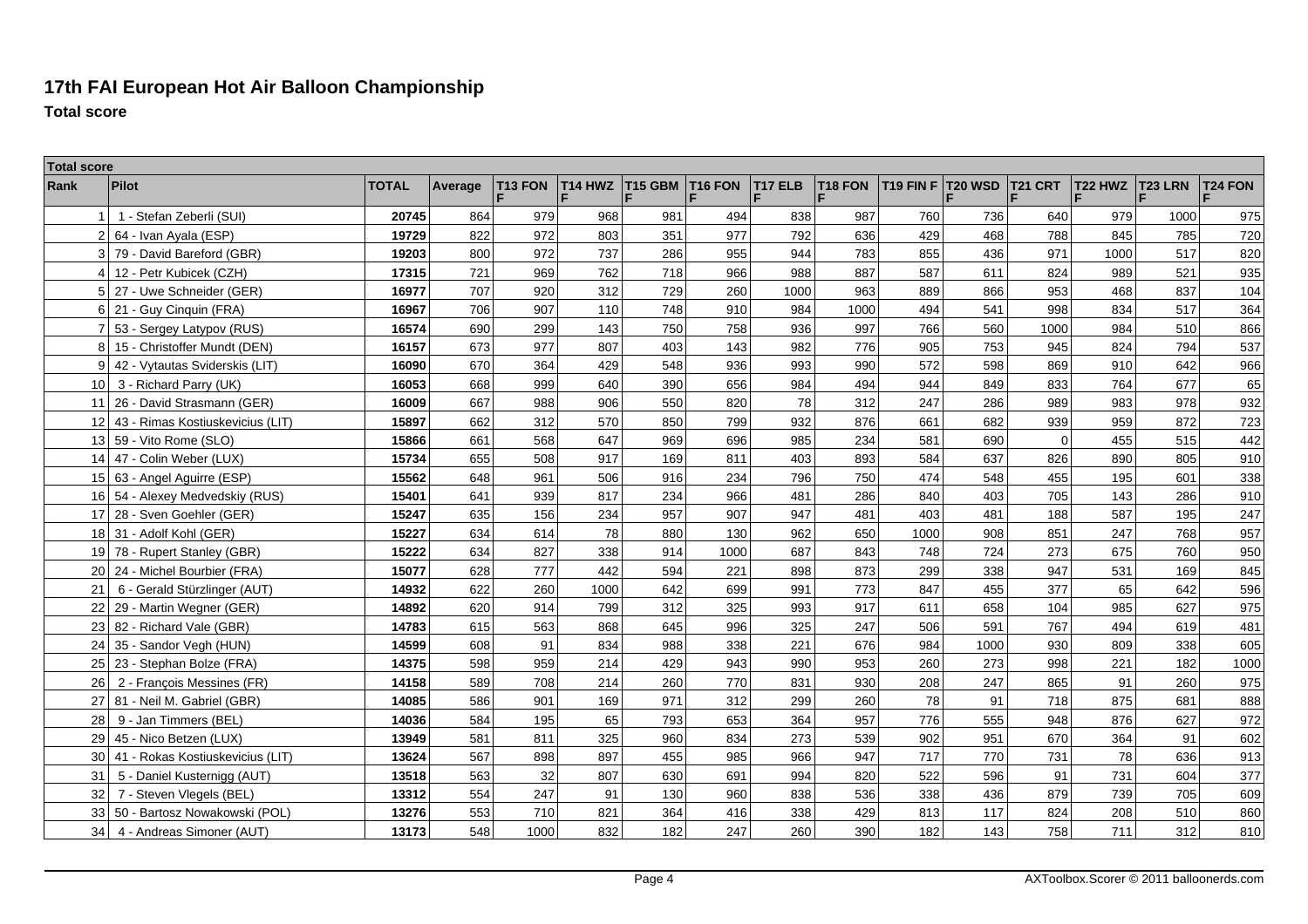# 17th FAI European Hot Air Balloon Championship

**Total score**

| Total score | | | | | | | | | | | | | | | | |
|---|---|---|---|---|---|---|---|---|---|---|---|---|---|---|---|---|
| Rank | Pilot | TOTAL | Average | T13 FON F | T14 HWZ F | T15 GBM F | T16 FON F | T17 ELB F | T18 FON F | T19 FIN F | T20 WSD F | T21 CRT F | T22 HWZ F | T23 LRN F | T24 FON F |
| 1 | 1 - Stefan Zeberli (SUI) | **20745** | 864 | 979 | 968 | 981 | 494 | 838 | 987 | 760 | 736 | 640 | 979 | 1000 | 975 |
| 2 | 64 - Ivan Ayala (ESP) | **19729** | 822 | 972 | 803 | 351 | 977 | 792 | 636 | 429 | 468 | 788 | 845 | 785 | 720 |
| 3 | 79 - David Bareford (GBR) | **19203** | 800 | 972 | 737 | 286 | 955 | 944 | 783 | 855 | 436 | 971 | 1000 | 517 | 820 |
| 4 | 12 - Petr Kubicek (CZH) | **17315** | 721 | 969 | 762 | 718 | 966 | 988 | 887 | 587 | 611 | 824 | 989 | 521 | 935 |
| 5 | 27 - Uwe Schneider (GER) | **16977** | 707 | 920 | 312 | 729 | 260 | 1000 | 963 | 889 | 866 | 953 | 468 | 837 | 104 |
| 6 | 21 - Guy Cinquin (FRA) | **16967** | 706 | 907 | 110 | 748 | 910 | 984 | 1000 | 494 | 541 | 998 | 834 | 517 | 364 |
| 7 | 53 - Sergey Latypov (RUS) | **16574** | 690 | 299 | 143 | 750 | 758 | 936 | 997 | 766 | 560 | 1000 | 984 | 510 | 866 |
| 8 | 15 - Christoffer Mundt (DEN) | **16157** | 673 | 977 | 807 | 403 | 143 | 982 | 776 | 905 | 753 | 945 | 824 | 794 | 537 |
| 9 | 42 - Vytautas Sviderskis (LIT) | **16090** | 670 | 364 | 429 | 548 | 936 | 993 | 990 | 572 | 598 | 869 | 910 | 642 | 966 |
| 10 | 3 - Richard Parry (UK) | **16053** | 668 | 999 | 640 | 390 | 656 | 984 | 494 | 944 | 849 | 833 | 764 | 677 | 65 |
| 11 | 26 - David Strasmann (GER) | **16009** | 667 | 988 | 906 | 550 | 820 | 78 | 312 | 247 | 286 | 989 | 983 | 978 | 932 |
| 12 | 43 - Rimas Kostiuskevicius (LIT) | **15897** | 662 | 312 | 570 | 850 | 799 | 932 | 876 | 661 | 682 | 939 | 959 | 872 | 723 |
| 13 | 59 - Vito Rome (SLO) | **15866** | 661 | 568 | 647 | 969 | 696 | 985 | 234 | 581 | 690 | 0 | 455 | 515 | 442 |
| 14 | 47 - Colin Weber (LUX) | **15734** | 655 | 508 | 917 | 169 | 811 | 403 | 893 | 584 | 637 | 826 | 890 | 805 | 910 |
| 15 | 63 - Angel Aguirre (ESP) | **15562** | 648 | 961 | 506 | 916 | 234 | 796 | 750 | 474 | 548 | 455 | 195 | 601 | 338 |
| 16 | 54 - Alexey Medvedskiy (RUS) | **15401** | 641 | 939 | 817 | 234 | 966 | 481 | 286 | 840 | 403 | 705 | 143 | 286 | 910 |
| 17 | 28 - Sven Goehler (GER) | **15247** | 635 | 156 | 234 | 957 | 907 | 947 | 481 | 403 | 481 | 188 | 587 | 195 | 247 |
| 18 | 31 - Adolf Kohl (GER) | **15227** | 634 | 614 | 78 | 880 | 130 | 962 | 650 | 1000 | 908 | 851 | 247 | 768 | 957 |
| 19 | 78 - Rupert Stanley (GBR) | **15222** | 634 | 827 | 338 | 914 | 1000 | 687 | 843 | 748 | 724 | 273 | 675 | 760 | 950 |
| 20 | 24 - Michel Bourbier (FRA) | **15077** | 628 | 777 | 442 | 594 | 221 | 898 | 873 | 299 | 338 | 947 | 531 | 169 | 845 |
| 21 | 6 - Gerald Stürzlinger (AUT) | **14932** | 622 | 260 | 1000 | 642 | 699 | 991 | 773 | 847 | 455 | 377 | 65 | 642 | 596 |
| 22 | 29 - Martin Wegner (GER) | **14892** | 620 | 914 | 799 | 312 | 325 | 993 | 917 | 611 | 658 | 104 | 985 | 627 | 975 |
| 23 | 82 - Richard Vale (GBR) | **14783** | 615 | 563 | 868 | 645 | 996 | 325 | 247 | 506 | 591 | 767 | 494 | 619 | 481 |
| 24 | 35 - Sandor Vegh (HUN) | **14599** | 608 | 91 | 834 | 988 | 338 | 221 | 676 | 984 | 1000 | 930 | 809 | 338 | 605 |
| 25 | 23 - Stephan Bolze (FRA) | **14375** | 598 | 959 | 214 | 429 | 943 | 990 | 953 | 260 | 273 | 998 | 221 | 182 | 1000 |
| 26 | 2 - François Messines (FR) | **14158** | 589 | 708 | 214 | 260 | 770 | 831 | 930 | 208 | 247 | 865 | 91 | 260 | 975 |
| 27 | 81 - Neil M. Gabriel (GBR) | **14085** | 586 | 901 | 169 | 971 | 312 | 299 | 260 | 78 | 91 | 718 | 875 | 681 | 888 |
| 28 | 9 - Jan Timmers (BEL) | **14036** | 584 | 195 | 65 | 793 | 653 | 364 | 957 | 776 | 555 | 948 | 876 | 627 | 972 |
| 29 | 45 - Nico Betzen (LUX) | **13949** | 581 | 811 | 325 | 960 | 834 | 273 | 539 | 902 | 951 | 670 | 364 | 91 | 602 |
| 30 | 41 - Rokas Kostiuskevicius (LIT) | **13624** | 567 | 898 | 897 | 455 | 985 | 966 | 947 | 717 | 770 | 731 | 78 | 636 | 913 |
| 31 | 5 - Daniel Kusternigg (AUT) | **13518** | 563 | 32 | 807 | 630 | 691 | 994 | 820 | 522 | 596 | 91 | 731 | 604 | 377 |
| 32 | 7 - Steven Vlegels (BEL) | **13312** | 554 | 247 | 91 | 130 | 960 | 838 | 536 | 338 | 436 | 879 | 739 | 705 | 609 |
| 33 | 50 - Bartosz Nowakowski (POL) | **13276** | 553 | 710 | 821 | 364 | 416 | 338 | 429 | 813 | 117 | 824 | 208 | 510 | 860 |
| 34 | 4 - Andreas Simoner (AUT) | **13173** | 548 | 1000 | 832 | 182 | 247 | 260 | 390 | 182 | 143 | 758 | 711 | 312 | 810 |

AXToolbox.Scorer © 2011 balloonerds.com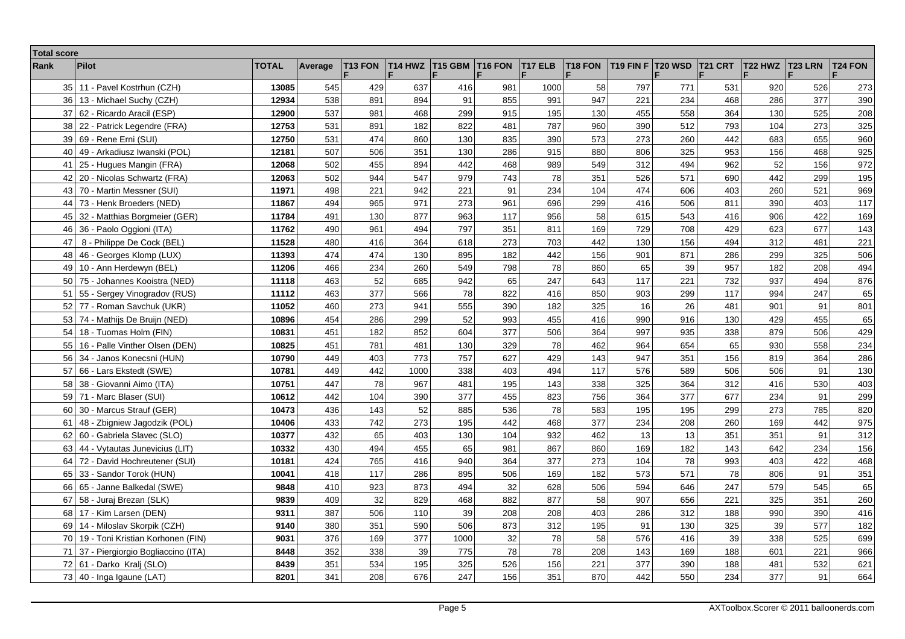| Total score | | | | | | | | | | | | | | | |
|---|---|---|---|---|---|---|---|---|---|---|---|---|---|---|---|
| Rank | Pilot | TOTAL | Average | T13 FON F | T14 HWZ F | T15 GBM F | T16 FON F | T17 ELB F | T18 FON F | T19 FIN F | T20 WSD F | T21 CRT F | T22 HWZ F | T23 LRN F | T24 FON F |
| 35 | 11 - Pavel Kostrhun (CZH) | **13085** | 545 | 429 | 637 | 416 | 981 | 1000 | 58 | 797 | 771 | 531 | 920 | 526 | 273 |
| 36 | 13 - Michael Suchy (CZH) | **12934** | 538 | 891 | 894 | 91 | 855 | 991 | 947 | 221 | 234 | 468 | 286 | 377 | 390 |
| 37 | 62 - Ricardo Aracil (ESP) | **12900** | 537 | 981 | 468 | 299 | 915 | 195 | 130 | 455 | 558 | 364 | 130 | 525 | 208 |
| 38 | 22 - Patrick Legendre (FRA) | **12753** | 531 | 891 | 182 | 822 | 481 | 787 | 960 | 390 | 512 | 793 | 104 | 273 | 325 |
| 39 | 69 - Rene Erni (SUI) | **12750** | 531 | 474 | 860 | 130 | 835 | 390 | 573 | 273 | 260 | 442 | 683 | 655 | 960 |
| 40 | 49 - Arkadiusz Iwanski (POL) | **12181** | 507 | 506 | 351 | 130 | 286 | 915 | 880 | 806 | 325 | 953 | 156 | 468 | 925 |
| 41 | 25 - Hugues Mangin (FRA) | **12068** | 502 | 455 | 894 | 442 | 468 | 989 | 549 | 312 | 494 | 962 | 52 | 156 | 972 |
| 42 | 20 - Nicolas Schwartz (FRA) | **12063** | 502 | 944 | 547 | 979 | 743 | 78 | 351 | 526 | 571 | 690 | 442 | 299 | 195 |
| 43 | 70 - Martin Messner (SUI) | **11971** | 498 | 221 | 942 | 221 | 91 | 234 | 104 | 474 | 606 | 403 | 260 | 521 | 969 |
| 44 | 73 - Henk Broeders (NED) | **11867** | 494 | 965 | 971 | 273 | 961 | 696 | 299 | 416 | 506 | 811 | 390 | 403 | 117 |
| 45 | 32 - Matthias Borgmeier (GER) | **11784** | 491 | 130 | 877 | 963 | 117 | 956 | 58 | 615 | 543 | 416 | 906 | 422 | 169 |
| 46 | 36 - Paolo Oggioni (ITA) | **11762** | 490 | 961 | 494 | 797 | 351 | 811 | 169 | 729 | 708 | 429 | 623 | 677 | 143 |
| 47 | 8 - Philippe De Cock (BEL) | **11528** | 480 | 416 | 364 | 618 | 273 | 703 | 442 | 130 | 156 | 494 | 312 | 481 | 221 |
| 48 | 46 - Georges Klomp (LUX) | **11393** | 474 | 474 | 130 | 895 | 182 | 442 | 156 | 901 | 871 | 286 | 299 | 325 | 506 |
| 49 | 10 - Ann Herdewyn (BEL) | **11206** | 466 | 234 | 260 | 549 | 798 | 78 | 860 | 65 | 39 | 957 | 182 | 208 | 494 |
| 50 | 75 - Johannes Kooistra (NED) | **11118** | 463 | 52 | 685 | 942 | 65 | 247 | 643 | 117 | 221 | 732 | 937 | 494 | 876 |
| 51 | 55 - Sergey Vinogradov (RUS) | **11112** | 463 | 377 | 566 | 78 | 822 | 416 | 850 | 903 | 299 | 117 | 994 | 247 | 65 |
| 52 | 77 - Roman Savchuk (UKR) | **11052** | 460 | 273 | 941 | 555 | 390 | 182 | 325 | 16 | 26 | 481 | 901 | 91 | 801 |
| 53 | 74 - Mathijs De Bruijn (NED) | **10896** | 454 | 286 | 299 | 52 | 993 | 455 | 416 | 990 | 916 | 130 | 429 | 455 | 65 |
| 54 | 18 - Tuomas Holm (FIN) | **10831** | 451 | 182 | 852 | 604 | 377 | 506 | 364 | 997 | 935 | 338 | 879 | 506 | 429 |
| 55 | 16 - Palle Vinther Olsen (DEN) | **10825** | 451 | 781 | 481 | 130 | 329 | 78 | 462 | 964 | 654 | 65 | 930 | 558 | 234 |
| 56 | 34 - Janos Konecsni (HUN) | **10790** | 449 | 403 | 773 | 757 | 627 | 429 | 143 | 947 | 351 | 156 | 819 | 364 | 286 |
| 57 | 66 - Lars Ekstedt (SWE) | **10781** | 449 | 442 | 1000 | 338 | 403 | 494 | 117 | 576 | 589 | 506 | 506 | 91 | 130 |
| 58 | 38 - Giovanni Aimo (ITA) | **10751** | 447 | 78 | 967 | 481 | 195 | 143 | 338 | 325 | 364 | 312 | 416 | 530 | 403 |
| 59 | 71 - Marc Blaser (SUI) | **10612** | 442 | 104 | 390 | 377 | 455 | 823 | 756 | 364 | 377 | 677 | 234 | 91 | 299 |
| 60 | 30 - Marcus Strauf (GER) | **10473** | 436 | 143 | 52 | 885 | 536 | 78 | 583 | 195 | 195 | 299 | 273 | 785 | 820 |
| 61 | 48 - Zbigniew Jagodzik (POL) | **10406** | 433 | 742 | 273 | 195 | 442 | 468 | 377 | 234 | 208 | 260 | 169 | 442 | 975 |
| 62 | 60 - Gabriela Slavec (SLO) | **10377** | 432 | 65 | 403 | 130 | 104 | 932 | 462 | 13 | 13 | 351 | 351 | 91 | 312 |
| 63 | 44 - Vytautas Junevicius (LIT) | **10332** | 430 | 494 | 455 | 65 | 981 | 867 | 860 | 169 | 182 | 143 | 642 | 234 | 156 |
| 64 | 72 - David Hochreutener (SUI) | **10181** | 424 | 765 | 416 | 940 | 364 | 377 | 273 | 104 | 78 | 993 | 403 | 422 | 468 |
| 65 | 33 - Sandor Torok (HUN) | **10041** | 418 | 117 | 286 | 895 | 506 | 169 | 182 | 573 | 571 | 78 | 806 | 91 | 351 |
| 66 | 65 - Janne Balkedal (SWE) | **9848** | 410 | 923 | 873 | 494 | 32 | 628 | 506 | 594 | 646 | 247 | 579 | 545 | 65 |
| 67 | 58 - Juraj Brezan (SLK) | **9839** | 409 | 32 | 829 | 468 | 882 | 877 | 58 | 907 | 656 | 221 | 325 | 351 | 260 |
| 68 | 17 - Kim Larsen (DEN) | **9311** | 387 | 506 | 110 | 39 | 208 | 208 | 403 | 286 | 312 | 188 | 990 | 390 | 416 |
| 69 | 14 - Miloslav Skorpik (CZH) | **9140** | 380 | 351 | 590 | 506 | 873 | 312 | 195 | 91 | 130 | 325 | 39 | 577 | 182 |
| 70 | 19 - Toni Kristian Korhonen (FIN) | **9031** | 376 | 169 | 377 | 1000 | 32 | 78 | 78 | 58 | 576 | 416 | 39 | 338 | 525 | 699 |
| 71 | 37 - Piergiorgio Bogliaccino (ITA) | **8448** | 352 | 338 | 39 | 775 | 78 | 78 | 208 | 143 | 169 | 188 | 601 | 221 | 966 |
| 72 | 61 - Darko Kralj (SLO) | **8439** | 351 | 534 | 195 | 325 | 526 | 156 | 221 | 377 | 390 | 188 | 481 | 532 | 621 |
| 73 | 40 - Inga Igaune (LAT) | **8201** | 341 | 208 | 676 | 247 | 156 | 351 | 870 | 442 | 550 | 234 | 377 | 91 | 664 |

AXToolbox.Scorer © 2011 balloonerds.com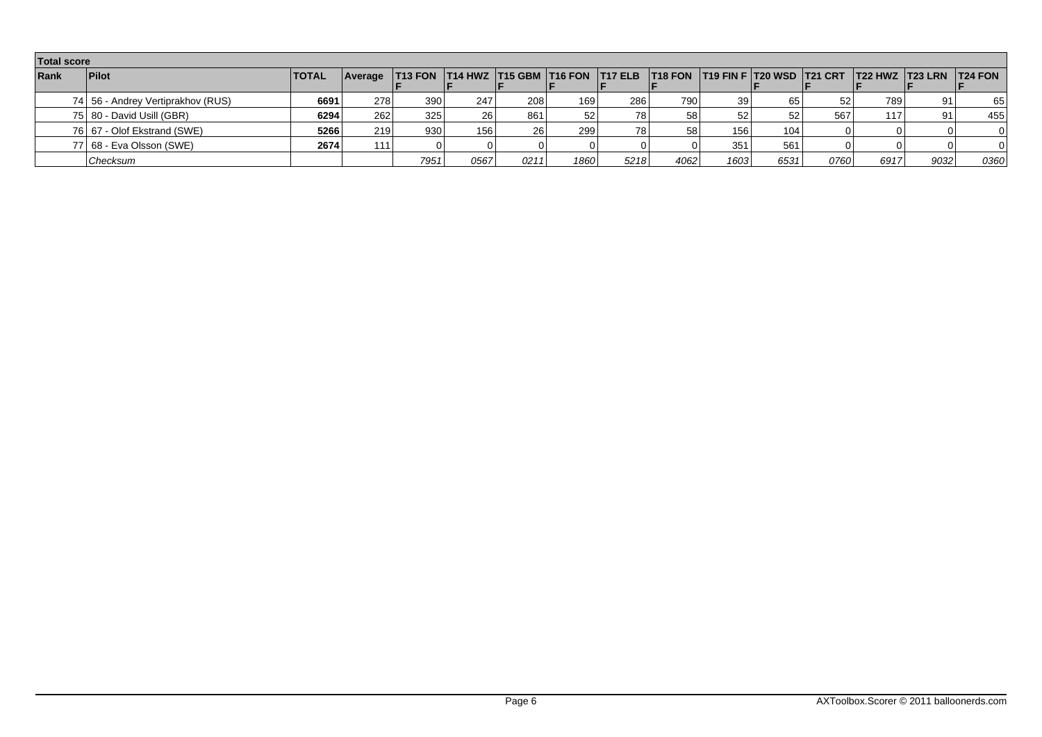**Total score**

| Rank | Pilot | TOTAL | Average | T13 FON F | T14 HWZ F | T15 GBM F | T16 FON F | T17 ELB F | T18 FON F | T19 FIN F | T20 WSD F | T21 CRT F | T22 HWZ F | T23 LRN F | T24 FON F |
|---|---|---|---|---|---|---|---|---|---|---|---|---|---|---|---|
| 74 | 56 - Andrey Vertiprakhov (RUS) | **6691** | 278 | 390 | 247 | 208 | 169 | 286 | 790 | 39 | 65 | 52 | 789 | 91 | 65 |
| 75 | 80 - David Usill (GBR) | **6294** | 262 | 325 | 26 | 861 | 52 | 78 | 58 | 52 | 52 | 567 | 117 | 91 | 455 |
| 76 | 67 - Olof Ekstrand (SWE) | **5266** | 219 | 930 | 156 | 26 | 299 | 78 | 58 | 156 | 104 | 0 | 0 | 0 | 0 |
| 77 | 68 - Eva Olsson (SWE) | **2674** | 111 | 0 | 0 | 0 | 0 | 0 | 0 | 351 | 561 | 0 | 0 | 0 | 0 |
| | *Checksum* | | | *7951* | *0567* | *0211* | *1860* | *5218* | *4062* | *1603* | *6531* | *0760* | *6917* | *9032* | *0360* |

AXToolbox.Scorer © 2011 balloonerds.com